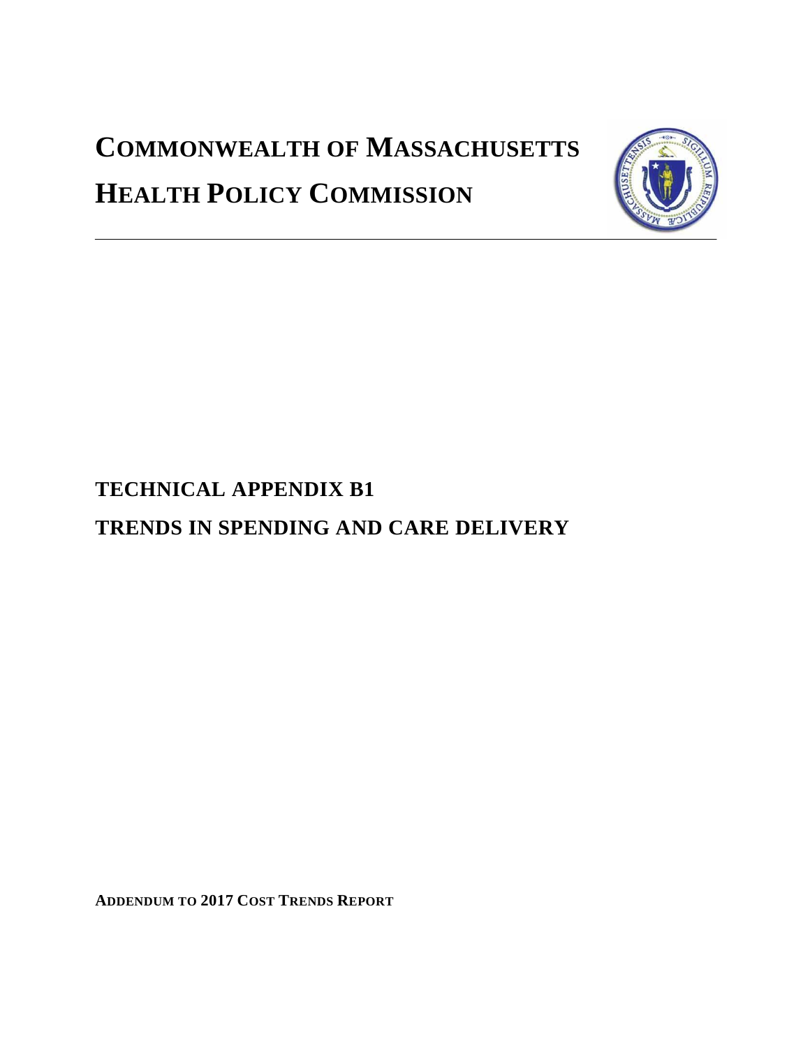# COMMONWEALTH OF MASSACHUSETTS

# HEALTH POLICY COMMISSION

---

## TECHNICAL APPENDIX B1

## TRENDS IN SPENDING AND CARE DELIVERY

**ADDENDUM TO 2017 COST TRENDS REPORT**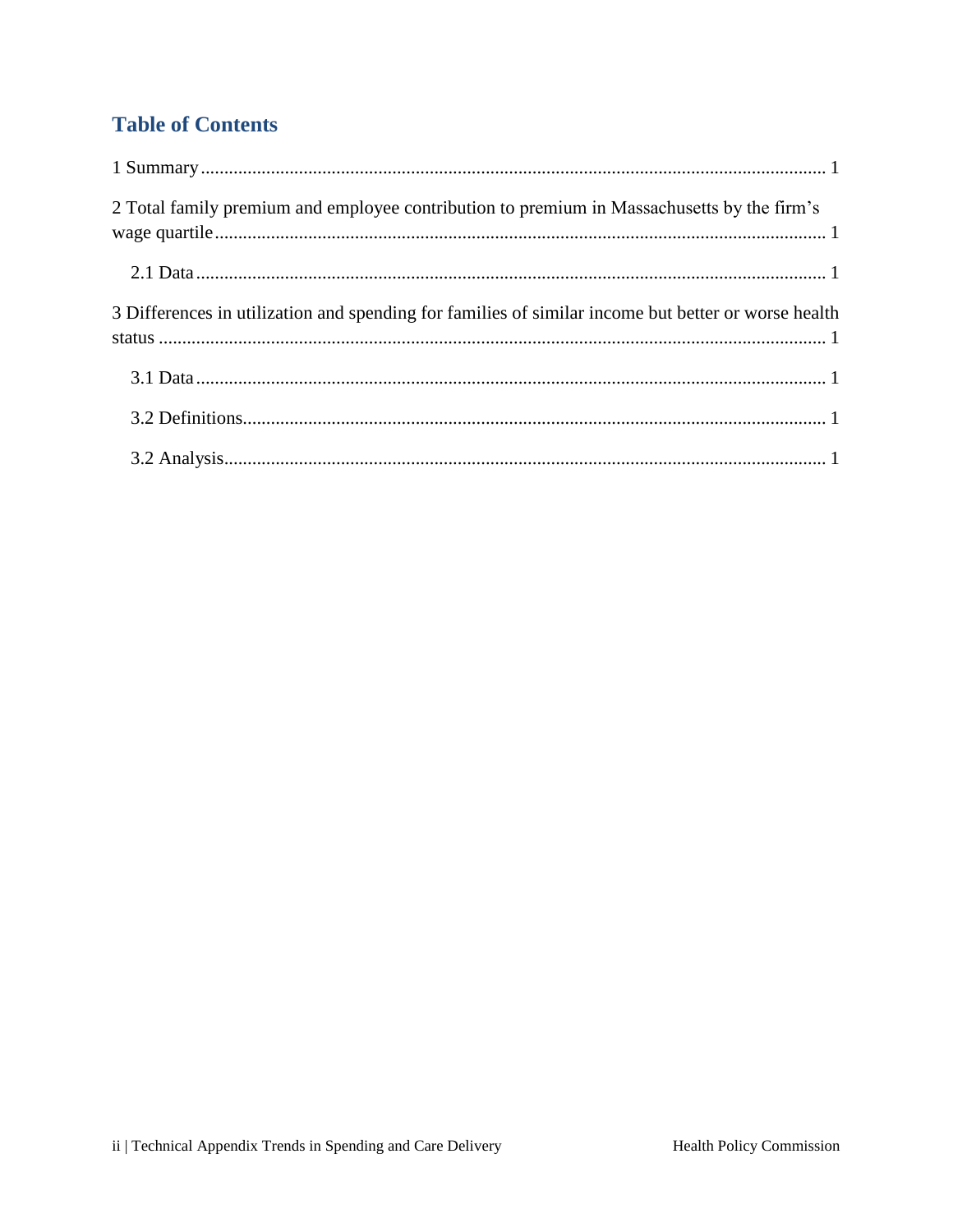## Table of Contents

1 Summary ..... 1

2 Total family premium and employee contribution to premium in Massachusetts by the firm's wage quartile ..... 1

 2.1 Data ..... 1

3 Differences in utilization and spending for families of similar income but better or worse health status ..... 1

 3.1 Data ..... 1

 3.2 Definitions ..... 1

 3.2 Analysis ..... 1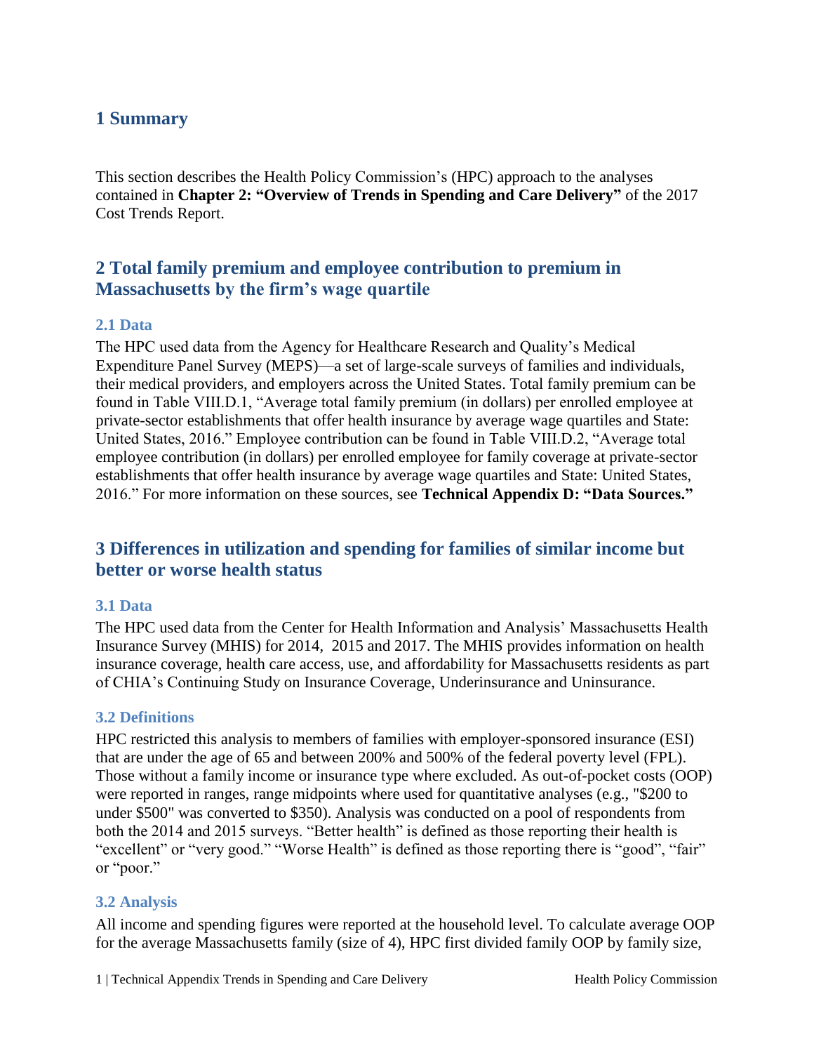## 1 Summary

This section describes the Health Policy Commission's (HPC) approach to the analyses contained in **Chapter 2: "Overview of Trends in Spending and Care Delivery"** of the 2017 Cost Trends Report.

## 2 Total family premium and employee contribution to premium in Massachusetts by the firm's wage quartile

### 2.1 Data

The HPC used data from the Agency for Healthcare Research and Quality's Medical Expenditure Panel Survey (MEPS)—a set of large-scale surveys of families and individuals, their medical providers, and employers across the United States. Total family premium can be found in Table VIII.D.1, "Average total family premium (in dollars) per enrolled employee at private-sector establishments that offer health insurance by average wage quartiles and State: United States, 2016." Employee contribution can be found in Table VIII.D.2, "Average total employee contribution (in dollars) per enrolled employee for family coverage at private-sector establishments that offer health insurance by average wage quartiles and State: United States, 2016." For more information on these sources, see **Technical Appendix D: "Data Sources."**

## 3 Differences in utilization and spending for families of similar income but better or worse health status

### 3.1 Data

The HPC used data from the Center for Health Information and Analysis' Massachusetts Health Insurance Survey (MHIS) for 2014, 2015 and 2017. The MHIS provides information on health insurance coverage, health care access, use, and affordability for Massachusetts residents as part of CHIA's Continuing Study on Insurance Coverage, Underinsurance and Uninsurance.

### 3.2 Definitions

HPC restricted this analysis to members of families with employer-sponsored insurance (ESI) that are under the age of 65 and between 200% and 500% of the federal poverty level (FPL). Those without a family income or insurance type where excluded. As out-of-pocket costs (OOP) were reported in ranges, range midpoints where used for quantitative analyses (e.g., "$200 to under $500" was converted to $350). Analysis was conducted on a pool of respondents from both the 2014 and 2015 surveys. "Better health" is defined as those reporting their health is "excellent" or "very good." "Worse Health" is defined as those reporting there is "good", "fair" or "poor."

### 3.2 Analysis

All income and spending figures were reported at the household level. To calculate average OOP for the average Massachusetts family (size of 4), HPC first divided family OOP by family size,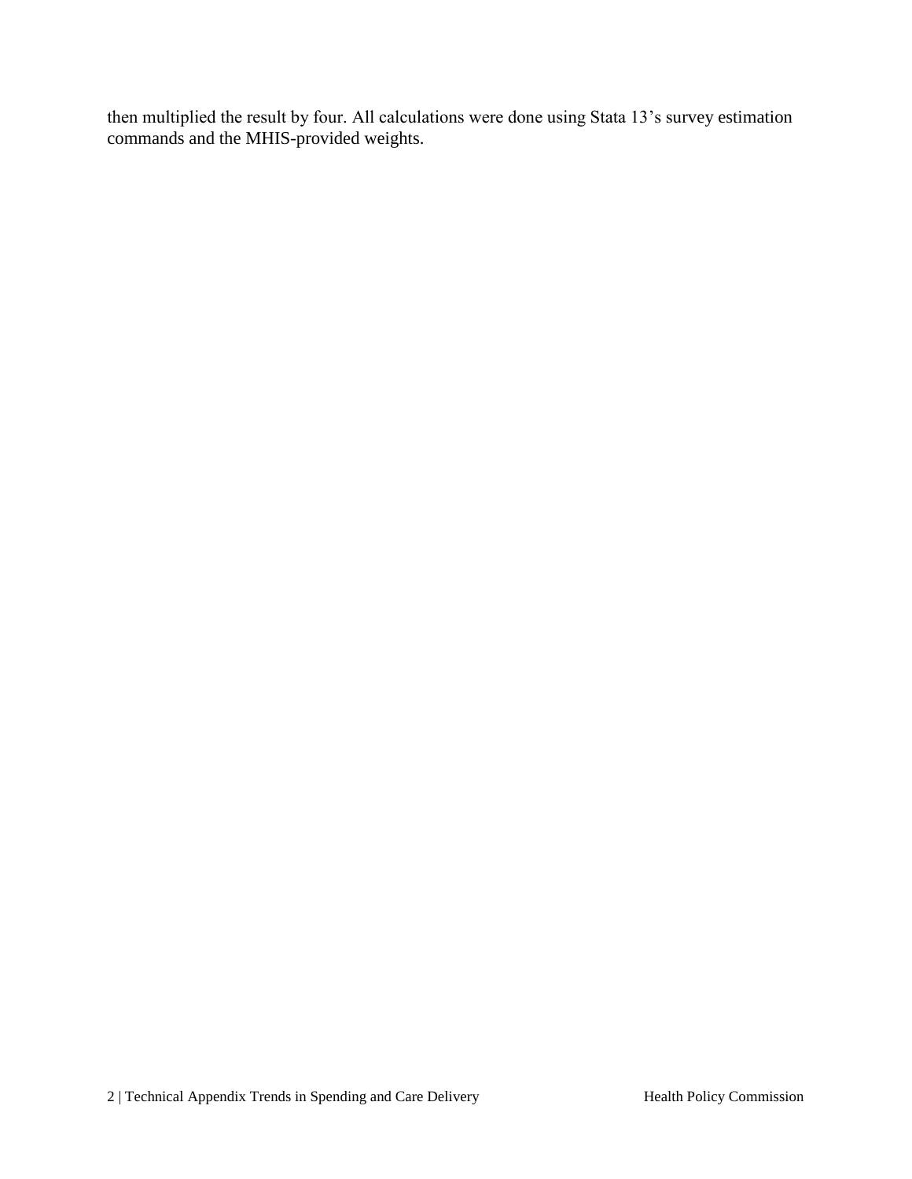then multiplied the result by four. All calculations were done using Stata 13's survey estimation commands and the MHIS-provided weights.